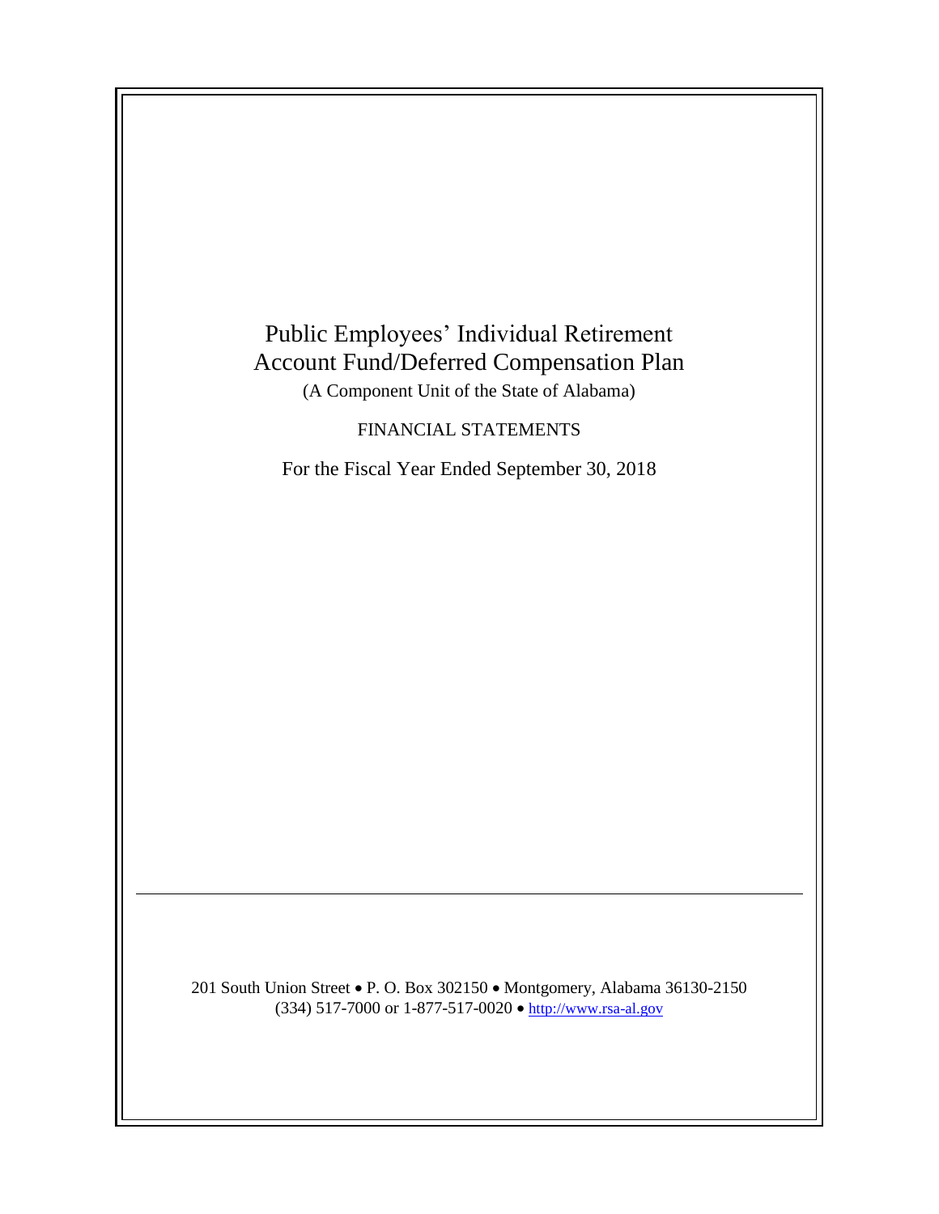# Public Employees' Individual Retirement Account Fund/Deferred Compensation Plan

(A Component Unit of the State of Alabama)

FINANCIAL STATEMENTS

For the Fiscal Year Ended September 30, 2018

---

201 South Union Street • P. O. Box 302150 • Montgomery, Alabama 36130-2150
(334) 517-7000 or 1-877-517-0020 • http://www.rsa-al.gov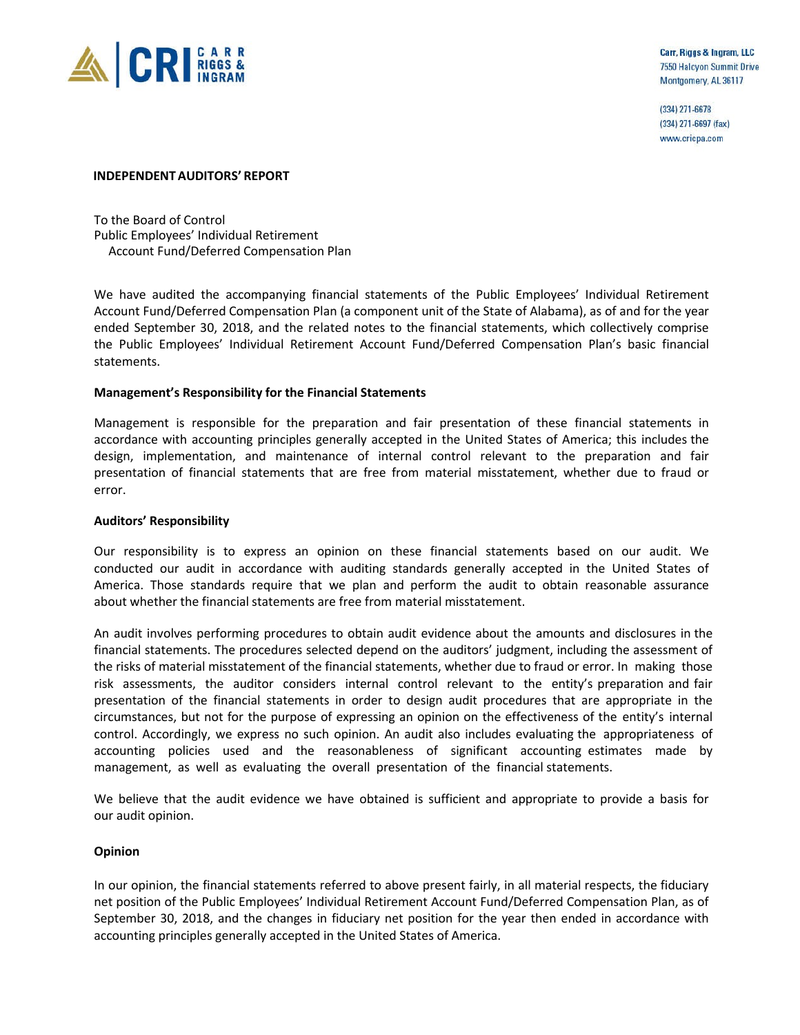Carr, Riggs & Ingram, LLC
7550 Halcyon Summit Drive
Montgomery, AL 36117

(334) 271-6678
(334) 271-6697 (fax)
www.cricpa.com

## INDEPENDENT AUDITORS' REPORT

To the Board of Control
Public Employees' Individual Retirement
Account Fund/Deferred Compensation Plan

We have audited the accompanying financial statements of the Public Employees' Individual Retirement Account Fund/Deferred Compensation Plan (a component unit of the State of Alabama), as of and for the year ended September 30, 2018, and the related notes to the financial statements, which collectively comprise the Public Employees' Individual Retirement Account Fund/Deferred Compensation Plan's basic financial statements.

### Management's Responsibility for the Financial Statements

Management is responsible for the preparation and fair presentation of these financial statements in accordance with accounting principles generally accepted in the United States of America; this includes the design, implementation, and maintenance of internal control relevant to the preparation and fair presentation of financial statements that are free from material misstatement, whether due to fraud or error.

### Auditors' Responsibility

Our responsibility is to express an opinion on these financial statements based on our audit. We conducted our audit in accordance with auditing standards generally accepted in the United States of America. Those standards require that we plan and perform the audit to obtain reasonable assurance about whether the financial statements are free from material misstatement.

An audit involves performing procedures to obtain audit evidence about the amounts and disclosures in the financial statements. The procedures selected depend on the auditors' judgment, including the assessment of the risks of material misstatement of the financial statements, whether due to fraud or error. In making those risk assessments, the auditor considers internal control relevant to the entity's preparation and fair presentation of the financial statements in order to design audit procedures that are appropriate in the circumstances, but not for the purpose of expressing an opinion on the effectiveness of the entity's internal control. Accordingly, we express no such opinion. An audit also includes evaluating the appropriateness of accounting policies used and the reasonableness of significant accounting estimates made by management, as well as evaluating the overall presentation of the financial statements.

We believe that the audit evidence we have obtained is sufficient and appropriate to provide a basis for our audit opinion.

### Opinion

In our opinion, the financial statements referred to above present fairly, in all material respects, the fiduciary net position of the Public Employees' Individual Retirement Account Fund/Deferred Compensation Plan, as of September 30, 2018, and the changes in fiduciary net position for the year then ended in accordance with accounting principles generally accepted in the United States of America.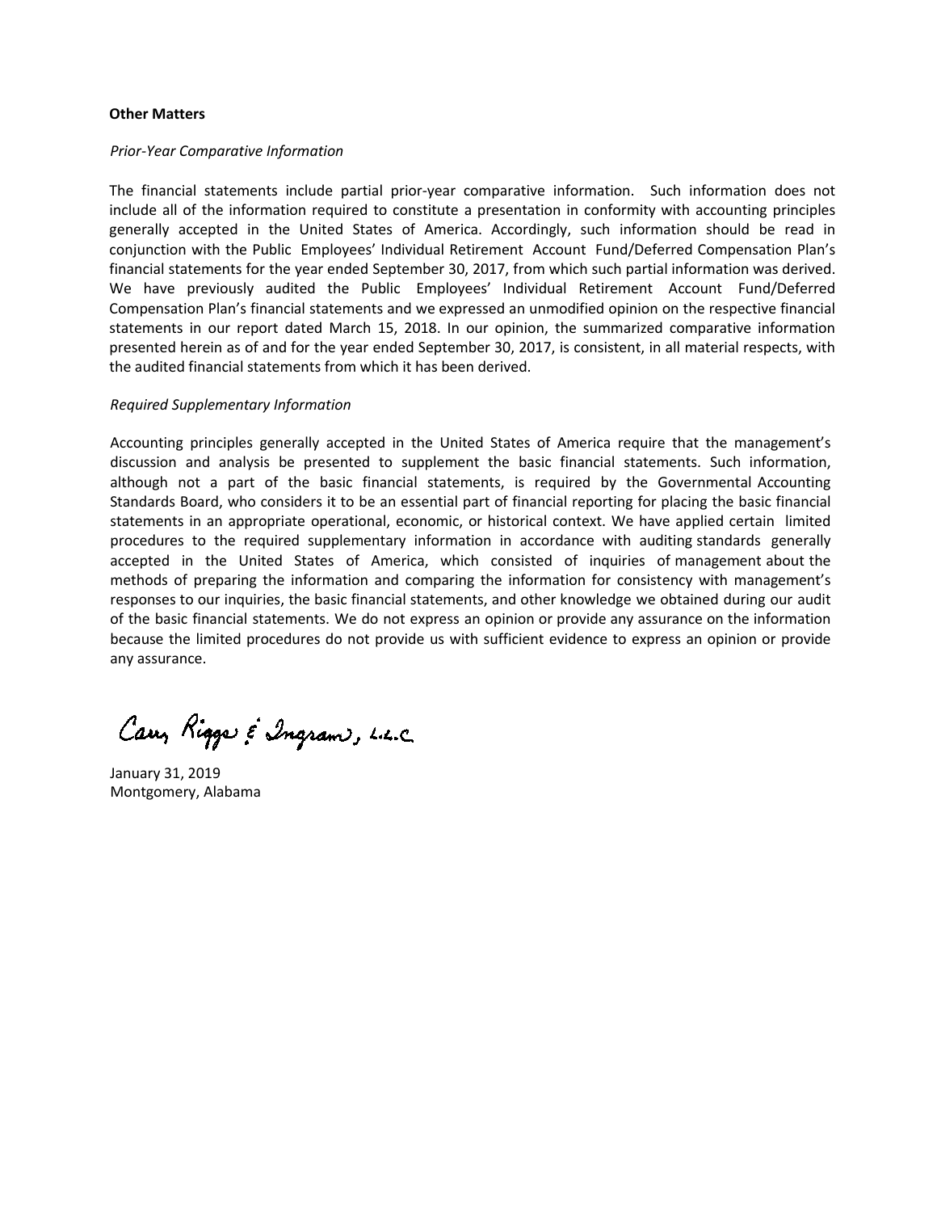**Other Matters**

*Prior-Year Comparative Information*

The financial statements include partial prior-year comparative information. Such information does not include all of the information required to constitute a presentation in conformity with accounting principles generally accepted in the United States of America. Accordingly, such information should be read in conjunction with the Public Employees' Individual Retirement Account Fund/Deferred Compensation Plan's financial statements for the year ended September 30, 2017, from which such partial information was derived. We have previously audited the Public Employees' Individual Retirement Account Fund/Deferred Compensation Plan's financial statements and we expressed an unmodified opinion on the respective financial statements in our report dated March 15, 2018. In our opinion, the summarized comparative information presented herein as of and for the year ended September 30, 2017, is consistent, in all material respects, with the audited financial statements from which it has been derived.

*Required Supplementary Information*

Accounting principles generally accepted in the United States of America require that the management's discussion and analysis be presented to supplement the basic financial statements. Such information, although not a part of the basic financial statements, is required by the Governmental Accounting Standards Board, who considers it to be an essential part of financial reporting for placing the basic financial statements in an appropriate operational, economic, or historical context. We have applied certain limited procedures to the required supplementary information in accordance with auditing standards generally accepted in the United States of America, which consisted of inquiries of management about the methods of preparing the information and comparing the information for consistency with management's responses to our inquiries, the basic financial statements, and other knowledge we obtained during our audit of the basic financial statements. We do not express an opinion or provide any assurance on the information because the limited procedures do not provide us with sufficient evidence to express an opinion or provide any assurance.

Carr, Riggs & Ingram, L.L.C.

January 31, 2019
Montgomery, Alabama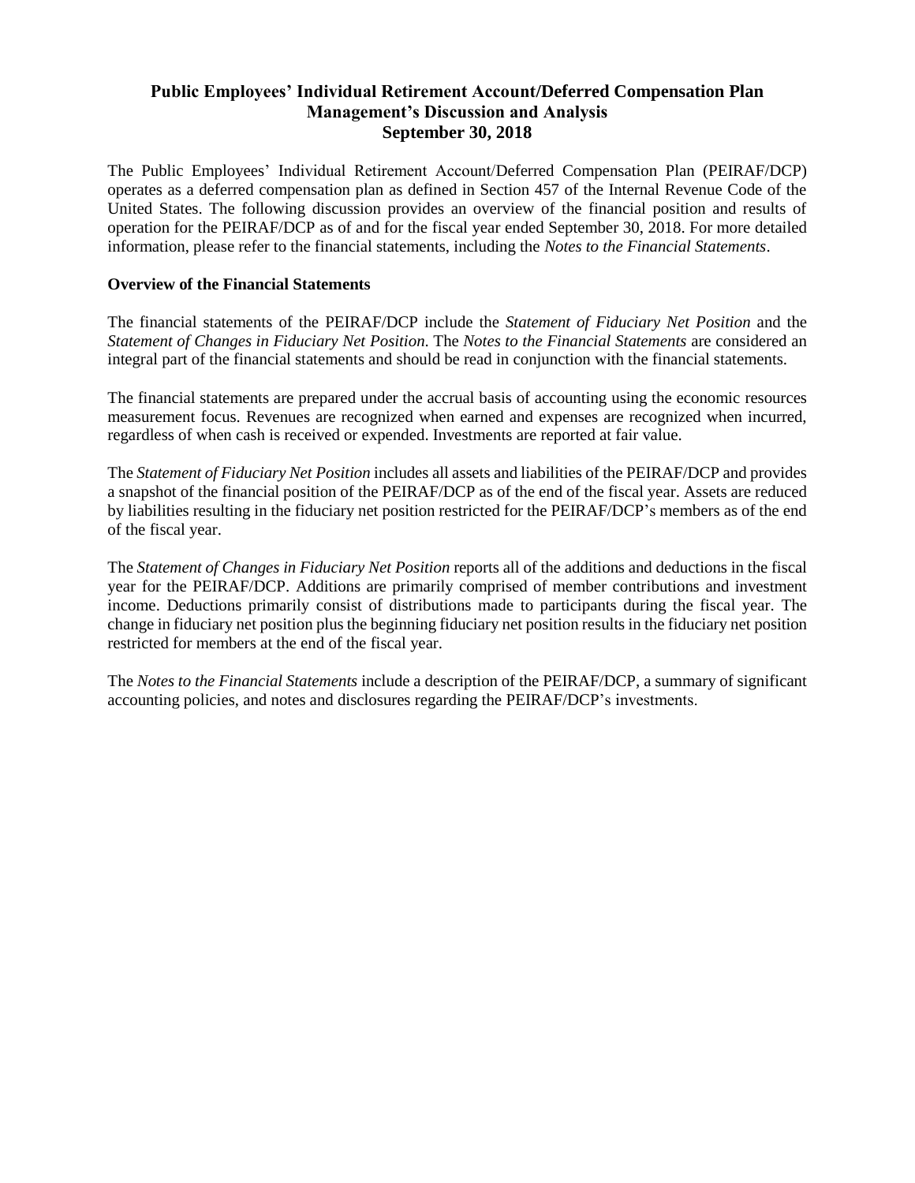# Public Employees' Individual Retirement Account/Deferred Compensation Plan
## Management's Discussion and Analysis
### September 30, 2018

The Public Employees' Individual Retirement Account/Deferred Compensation Plan (PEIRAF/DCP) operates as a deferred compensation plan as defined in Section 457 of the Internal Revenue Code of the United States. The following discussion provides an overview of the financial position and results of operation for the PEIRAF/DCP as of and for the fiscal year ended September 30, 2018. For more detailed information, please refer to the financial statements, including the *Notes to the Financial Statements*.

**Overview of the Financial Statements**

The financial statements of the PEIRAF/DCP include the *Statement of Fiduciary Net Position* and the *Statement of Changes in Fiduciary Net Position*. The *Notes to the Financial Statements* are considered an integral part of the financial statements and should be read in conjunction with the financial statements.

The financial statements are prepared under the accrual basis of accounting using the economic resources measurement focus. Revenues are recognized when earned and expenses are recognized when incurred, regardless of when cash is received or expended. Investments are reported at fair value.

The *Statement of Fiduciary Net Position* includes all assets and liabilities of the PEIRAF/DCP and provides a snapshot of the financial position of the PEIRAF/DCP as of the end of the fiscal year. Assets are reduced by liabilities resulting in the fiduciary net position restricted for the PEIRAF/DCP's members as of the end of the fiscal year.

The *Statement of Changes in Fiduciary Net Position* reports all of the additions and deductions in the fiscal year for the PEIRAF/DCP. Additions are primarily comprised of member contributions and investment income. Deductions primarily consist of distributions made to participants during the fiscal year. The change in fiduciary net position plus the beginning fiduciary net position results in the fiduciary net position restricted for members at the end of the fiscal year.

The *Notes to the Financial Statements* include a description of the PEIRAF/DCP, a summary of significant accounting policies, and notes and disclosures regarding the PEIRAF/DCP's investments.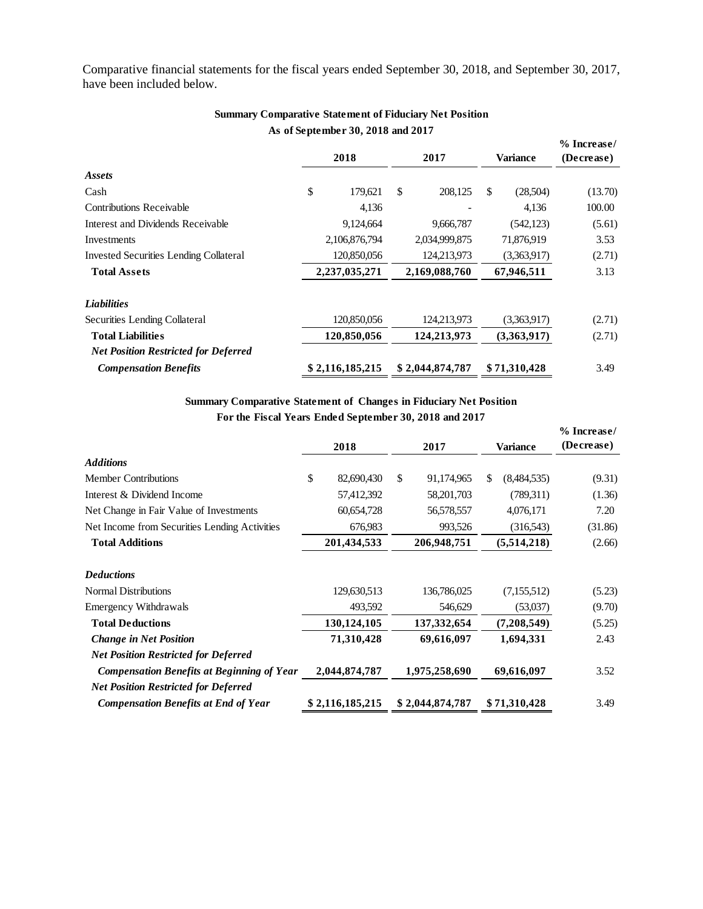Comparative financial statements for the fiscal years ended September 30, 2018, and September 30, 2017, have been included below.

**Summary Comparative Statement of Fiduciary Net Position**
**As of September 30, 2018 and 2017**

| | 2018 | 2017 | Variance | % Increase/ (Decrease) |
|---|---|---|---|---|
| ***Assets*** | | | | |
| Cash | $ 179,621 | $ 208,125 | $ (28,504) | (13.70) |
| Contributions Receivable | 4,136 | - | 4,136 | 100.00 |
| Interest and Dividends Receivable | 9,124,664 | 9,666,787 | (542,123) | (5.61) |
| Investments | 2,106,876,794 | 2,034,999,875 | 71,876,919 | 3.53 |
| Invested Securities Lending Collateral | 120,850,056 | 124,213,973 | (3,363,917) | (2.71) |
| **Total Assets** | **2,237,035,271** | **2,169,088,760** | **67,946,511** | 3.13 |
| ***Liabilities*** | | | | |
| Securities Lending Collateral | 120,850,056 | 124,213,973 | (3,363,917) | (2.71) |
| **Total Liabilities** | **120,850,056** | **124,213,973** | **(3,363,917)** | (2.71) |
| ***Net Position Restricted for Deferred Compensation Benefits*** | **$ 2,116,185,215** | **$ 2,044,874,787** | **$ 71,310,428** | 3.49 |

**Summary Comparative Statement of Changes in Fiduciary Net Position**
**For the Fiscal Years Ended September 30, 2018 and 2017**

| | 2018 | 2017 | Variance | % Increase/ (Decrease) |
|---|---|---|---|---|
| ***Additions*** | | | | |
| Member Contributions | $ 82,690,430 | $ 91,174,965 | $ (8,484,535) | (9.31) |
| Interest & Dividend Income | 57,412,392 | 58,201,703 | (789,311) | (1.36) |
| Net Change in Fair Value of Investments | 60,654,728 | 56,578,557 | 4,076,171 | 7.20 |
| Net Income from Securities Lending Activities | 676,983 | 993,526 | (316,543) | (31.86) |
| **Total Additions** | **201,434,533** | **206,948,751** | **(5,514,218)** | (2.66) |
| ***Deductions*** | | | | |
| Normal Distributions | 129,630,513 | 136,786,025 | (7,155,512) | (5.23) |
| Emergency Withdrawals | 493,592 | 546,629 | (53,037) | (9.70) |
| **Total Deductions** | **130,124,105** | **137,332,654** | **(7,208,549)** | (5.25) |
| ***Change in Net Position*** | **71,310,428** | **69,616,097** | **1,694,331** | 2.43 |
| ***Net Position Restricted for Deferred Compensation Benefits at Beginning of Year*** | **2,044,874,787** | **1,975,258,690** | **69,616,097** | 3.52 |
| ***Net Position Restricted for Deferred Compensation Benefits at End of Year*** | **$ 2,116,185,215** | **$ 2,044,874,787** | **$ 71,310,428** | 3.49 |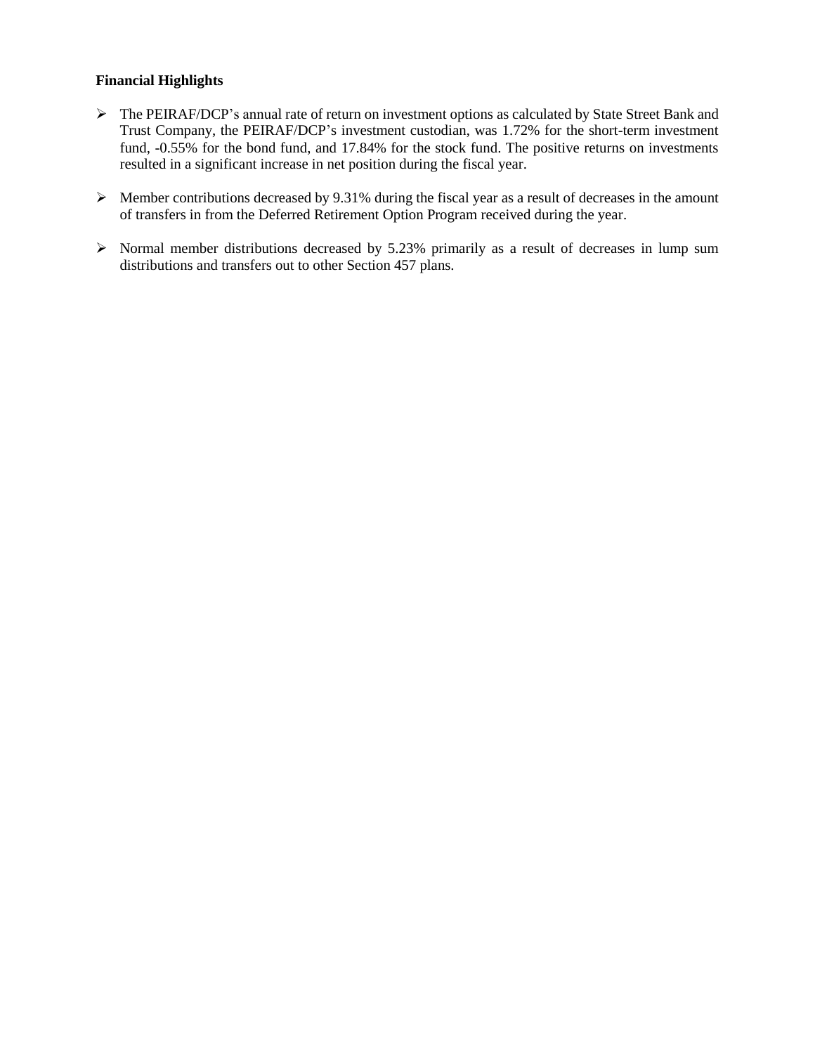**Financial Highlights**

- The PEIRAF/DCP's annual rate of return on investment options as calculated by State Street Bank and Trust Company, the PEIRAF/DCP's investment custodian, was 1.72% for the short-term investment fund, -0.55% for the bond fund, and 17.84% for the stock fund. The positive returns on investments resulted in a significant increase in net position during the fiscal year.

- Member contributions decreased by 9.31% during the fiscal year as a result of decreases in the amount of transfers in from the Deferred Retirement Option Program received during the year.

- Normal member distributions decreased by 5.23% primarily as a result of decreases in lump sum distributions and transfers out to other Section 457 plans.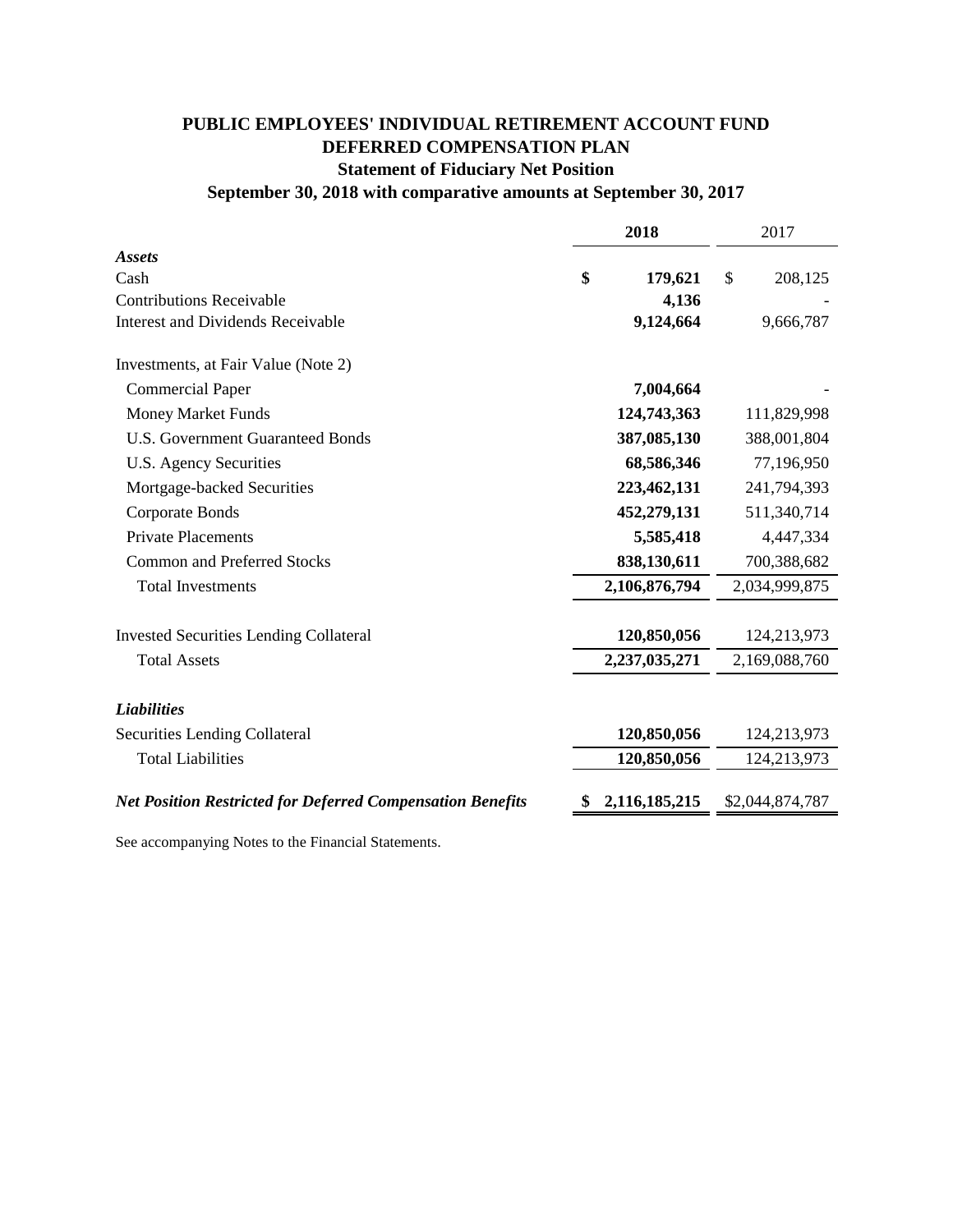# PUBLIC EMPLOYEES' INDIVIDUAL RETIREMENT ACCOUNT FUND
## DEFERRED COMPENSATION PLAN
### Statement of Fiduciary Net Position
### September 30, 2018 with comparative amounts at September 30, 2017

| | **2018** | 2017 |
|---|---|---|
| ***Assets*** | | |
| Cash | **$ 179,621** | $ 208,125 |
| Contributions Receivable | **4,136** | - |
| Interest and Dividends Receivable | **9,124,664** | 9,666,787 |
| | | |
| Investments, at Fair Value (Note 2) | | |
| Commercial Paper | **7,004,664** | - |
| Money Market Funds | **124,743,363** | 111,829,998 |
| U.S. Government Guaranteed Bonds | **387,085,130** | 388,001,804 |
| U.S. Agency Securities | **68,586,346** | 77,196,950 |
| Mortgage-backed Securities | **223,462,131** | 241,794,393 |
| Corporate Bonds | **452,279,131** | 511,340,714 |
| Private Placements | **5,585,418** | 4,447,334 |
| Common and Preferred Stocks | **838,130,611** | 700,388,682 |
| Total Investments | **2,106,876,794** | 2,034,999,875 |
| | | |
| Invested Securities Lending Collateral | **120,850,056** | 124,213,973 |
| Total Assets | **2,237,035,271** | 2,169,088,760 |
| | | |
| ***Liabilities*** | | |
| Securities Lending Collateral | **120,850,056** | 124,213,973 |
| Total Liabilities | **120,850,056** | 124,213,973 |
| | | |
| ***Net Position Restricted for Deferred Compensation Benefits*** | **$ 2,116,185,215** | $2,044,874,787 |

See accompanying Notes to the Financial Statements.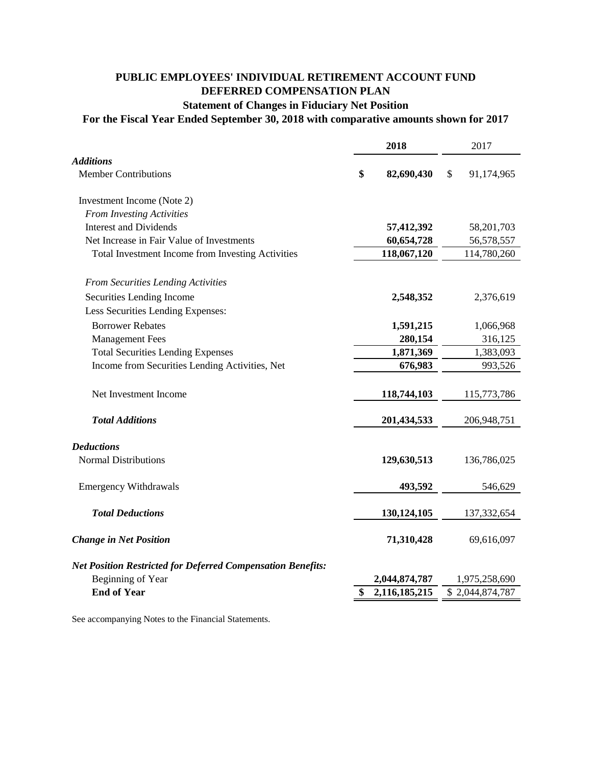# PUBLIC EMPLOYEES' INDIVIDUAL RETIREMENT ACCOUNT FUND

## DEFERRED COMPENSATION PLAN

### Statement of Changes in Fiduciary Net Position

### For the Fiscal Year Ended September 30, 2018 with comparative amounts shown for 2017

| | **2018** | 2017 |
|---|---|---|
| ***Additions*** | | |
| Member Contributions | **$ 82,690,430** | $ 91,174,965 |
| | | |
| Investment Income (Note 2) | | |
| *From Investing Activities* | | |
| Interest and Dividends | **57,412,392** | 58,201,703 |
| Net Increase in Fair Value of Investments | **60,654,728** | 56,578,557 |
| Total Investment Income from Investing Activities | **118,067,120** | 114,780,260 |
| | | |
| *From Securities Lending Activities* | | |
| Securities Lending Income | **2,548,352** | 2,376,619 |
| Less Securities Lending Expenses: | | |
| Borrower Rebates | **1,591,215** | 1,066,968 |
| Management Fees | **280,154** | 316,125 |
| Total Securities Lending Expenses | **1,871,369** | 1,383,093 |
| Income from Securities Lending Activities, Net | **676,983** | 993,526 |
| | | |
| Net Investment Income | **118,744,103** | 115,773,786 |
| | | |
| ***Total Additions*** | **201,434,533** | 206,948,751 |
| | | |
| ***Deductions*** | | |
| Normal Distributions | **129,630,513** | 136,786,025 |
| | | |
| Emergency Withdrawals | **493,592** | 546,629 |
| | | |
| ***Total Deductions*** | **130,124,105** | 137,332,654 |
| | | |
| ***Change in Net Position*** | **71,310,428** | 69,616,097 |
| | | |
| ***Net Position Restricted for Deferred Compensation Benefits:*** | | |
| Beginning of Year | **2,044,874,787** | 1,975,258,690 |
| **End of Year** | **$ 2,116,185,215** | $ 2,044,874,787 |

See accompanying Notes to the Financial Statements.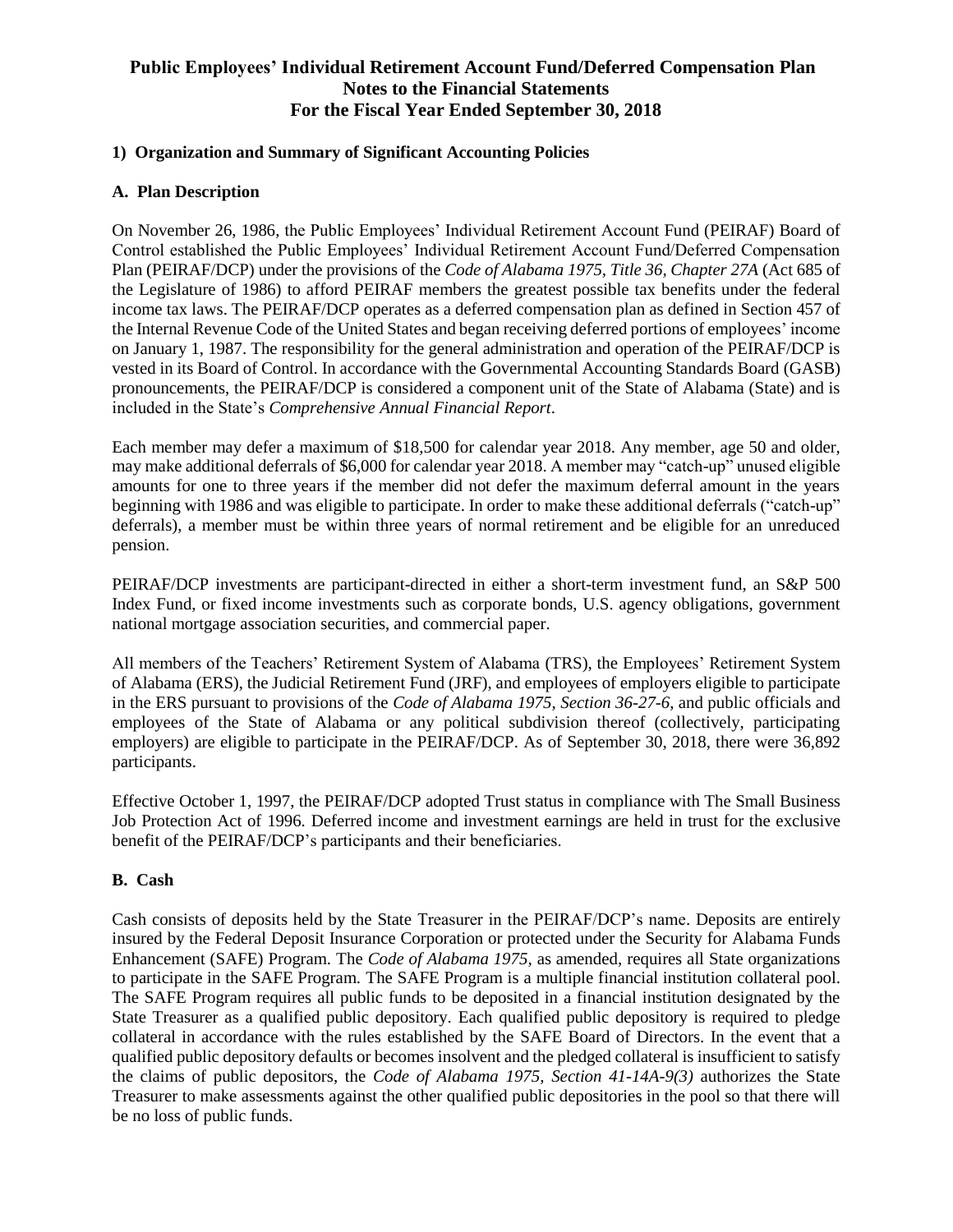# Public Employees' Individual Retirement Account Fund/Deferred Compensation Plan
# Notes to the Financial Statements
# For the Fiscal Year Ended September 30, 2018

## 1) Organization and Summary of Significant Accounting Policies

### A. Plan Description

On November 26, 1986, the Public Employees' Individual Retirement Account Fund (PEIRAF) Board of Control established the Public Employees' Individual Retirement Account Fund/Deferred Compensation Plan (PEIRAF/DCP) under the provisions of the *Code of Alabama 1975, Title 36, Chapter 27A* (Act 685 of the Legislature of 1986) to afford PEIRAF members the greatest possible tax benefits under the federal income tax laws. The PEIRAF/DCP operates as a deferred compensation plan as defined in Section 457 of the Internal Revenue Code of the United States and began receiving deferred portions of employees' income on January 1, 1987. The responsibility for the general administration and operation of the PEIRAF/DCP is vested in its Board of Control. In accordance with the Governmental Accounting Standards Board (GASB) pronouncements, the PEIRAF/DCP is considered a component unit of the State of Alabama (State) and is included in the State's *Comprehensive Annual Financial Report*.

Each member may defer a maximum of $18,500 for calendar year 2018. Any member, age 50 and older, may make additional deferrals of $6,000 for calendar year 2018. A member may "catch-up" unused eligible amounts for one to three years if the member did not defer the maximum deferral amount in the years beginning with 1986 and was eligible to participate. In order to make these additional deferrals ("catch-up" deferrals), a member must be within three years of normal retirement and be eligible for an unreduced pension.

PEIRAF/DCP investments are participant-directed in either a short-term investment fund, an S&P 500 Index Fund, or fixed income investments such as corporate bonds, U.S. agency obligations, government national mortgage association securities, and commercial paper.

All members of the Teachers' Retirement System of Alabama (TRS), the Employees' Retirement System of Alabama (ERS), the Judicial Retirement Fund (JRF), and employees of employers eligible to participate in the ERS pursuant to provisions of the *Code of Alabama 1975, Section 36-27-6*, and public officials and employees of the State of Alabama or any political subdivision thereof (collectively, participating employers) are eligible to participate in the PEIRAF/DCP. As of September 30, 2018, there were 36,892 participants.

Effective October 1, 1997, the PEIRAF/DCP adopted Trust status in compliance with The Small Business Job Protection Act of 1996. Deferred income and investment earnings are held in trust for the exclusive benefit of the PEIRAF/DCP's participants and their beneficiaries.

### B. Cash

Cash consists of deposits held by the State Treasurer in the PEIRAF/DCP's name. Deposits are entirely insured by the Federal Deposit Insurance Corporation or protected under the Security for Alabama Funds Enhancement (SAFE) Program. The *Code of Alabama 1975*, as amended, requires all State organizations to participate in the SAFE Program. The SAFE Program is a multiple financial institution collateral pool. The SAFE Program requires all public funds to be deposited in a financial institution designated by the State Treasurer as a qualified public depository. Each qualified public depository is required to pledge collateral in accordance with the rules established by the SAFE Board of Directors. In the event that a qualified public depository defaults or becomes insolvent and the pledged collateral is insufficient to satisfy the claims of public depositors, the *Code of Alabama 1975, Section 41-14A-9(3)* authorizes the State Treasurer to make assessments against the other qualified public depositories in the pool so that there will be no loss of public funds.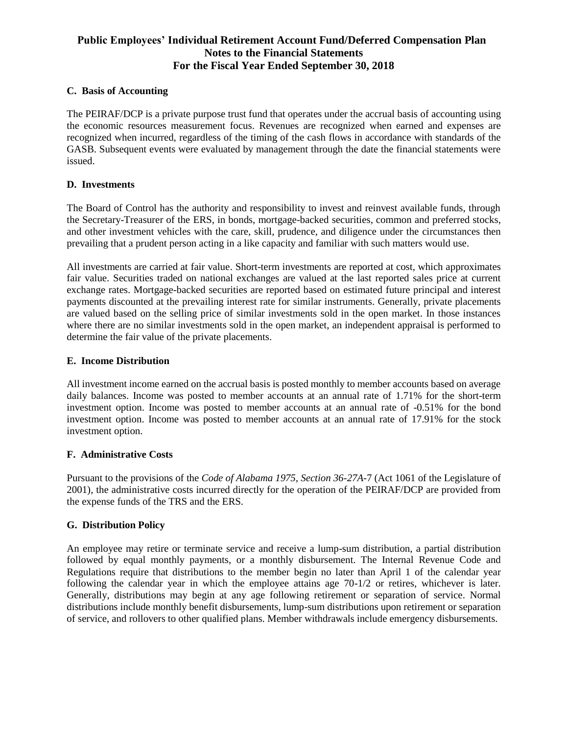### C. Basis of Accounting

The PEIRAF/DCP is a private purpose trust fund that operates under the accrual basis of accounting using the economic resources measurement focus. Revenues are recognized when earned and expenses are recognized when incurred, regardless of the timing of the cash flows in accordance with standards of the GASB. Subsequent events were evaluated by management through the date the financial statements were issued.

### D. Investments

The Board of Control has the authority and responsibility to invest and reinvest available funds, through the Secretary-Treasurer of the ERS, in bonds, mortgage-backed securities, common and preferred stocks, and other investment vehicles with the care, skill, prudence, and diligence under the circumstances then prevailing that a prudent person acting in a like capacity and familiar with such matters would use.

All investments are carried at fair value. Short-term investments are reported at cost, which approximates fair value. Securities traded on national exchanges are valued at the last reported sales price at current exchange rates. Mortgage-backed securities are reported based on estimated future principal and interest payments discounted at the prevailing interest rate for similar instruments. Generally, private placements are valued based on the selling price of similar investments sold in the open market. In those instances where there are no similar investments sold in the open market, an independent appraisal is performed to determine the fair value of the private placements.

### E. Income Distribution

All investment income earned on the accrual basis is posted monthly to member accounts based on average daily balances. Income was posted to member accounts at an annual rate of 1.71% for the short-term investment option. Income was posted to member accounts at an annual rate of -0.51% for the bond investment option. Income was posted to member accounts at an annual rate of 17.91% for the stock investment option.

### F. Administrative Costs

Pursuant to the provisions of the *Code of Alabama 1975, Section 36-27A*-7 (Act 1061 of the Legislature of 2001), the administrative costs incurred directly for the operation of the PEIRAF/DCP are provided from the expense funds of the TRS and the ERS.

### G. Distribution Policy

An employee may retire or terminate service and receive a lump-sum distribution, a partial distribution followed by equal monthly payments, or a monthly disbursement. The Internal Revenue Code and Regulations require that distributions to the member begin no later than April 1 of the calendar year following the calendar year in which the employee attains age 70-1/2 or retires, whichever is later. Generally, distributions may begin at any age following retirement or separation of service. Normal distributions include monthly benefit disbursements, lump-sum distributions upon retirement or separation of service, and rollovers to other qualified plans. Member withdrawals include emergency disbursements.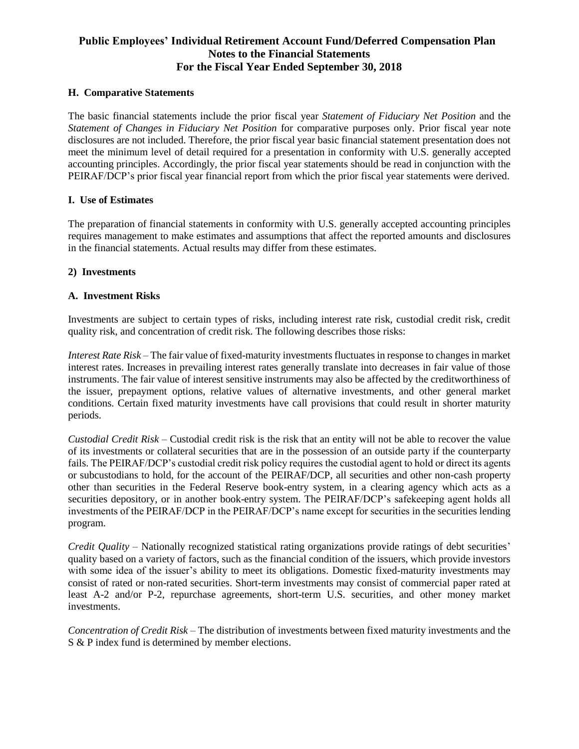### H. Comparative Statements

The basic financial statements include the prior fiscal year *Statement of Fiduciary Net Position* and the *Statement of Changes in Fiduciary Net Position* for comparative purposes only. Prior fiscal year note disclosures are not included. Therefore, the prior fiscal year basic financial statement presentation does not meet the minimum level of detail required for a presentation in conformity with U.S. generally accepted accounting principles. Accordingly, the prior fiscal year statements should be read in conjunction with the PEIRAF/DCP's prior fiscal year financial report from which the prior fiscal year statements were derived.

### I. Use of Estimates

The preparation of financial statements in conformity with U.S. generally accepted accounting principles requires management to make estimates and assumptions that affect the reported amounts and disclosures in the financial statements. Actual results may differ from these estimates.

## 2) Investments

### A. Investment Risks

Investments are subject to certain types of risks, including interest rate risk, custodial credit risk, credit quality risk, and concentration of credit risk. The following describes those risks:

*Interest Rate Risk* – The fair value of fixed-maturity investments fluctuates in response to changes in market interest rates. Increases in prevailing interest rates generally translate into decreases in fair value of those instruments. The fair value of interest sensitive instruments may also be affected by the creditworthiness of the issuer, prepayment options, relative values of alternative investments, and other general market conditions. Certain fixed maturity investments have call provisions that could result in shorter maturity periods.

*Custodial Credit Risk* – Custodial credit risk is the risk that an entity will not be able to recover the value of its investments or collateral securities that are in the possession of an outside party if the counterparty fails. The PEIRAF/DCP's custodial credit risk policy requires the custodial agent to hold or direct its agents or subcustodians to hold, for the account of the PEIRAF/DCP, all securities and other non-cash property other than securities in the Federal Reserve book-entry system, in a clearing agency which acts as a securities depository, or in another book-entry system. The PEIRAF/DCP's safekeeping agent holds all investments of the PEIRAF/DCP in the PEIRAF/DCP's name except for securities in the securities lending program.

*Credit Quality* – Nationally recognized statistical rating organizations provide ratings of debt securities' quality based on a variety of factors, such as the financial condition of the issuers, which provide investors with some idea of the issuer's ability to meet its obligations. Domestic fixed-maturity investments may consist of rated or non-rated securities. Short-term investments may consist of commercial paper rated at least A-2 and/or P-2, repurchase agreements, short-term U.S. securities, and other money market investments.

*Concentration of Credit Risk* – The distribution of investments between fixed maturity investments and the S & P index fund is determined by member elections.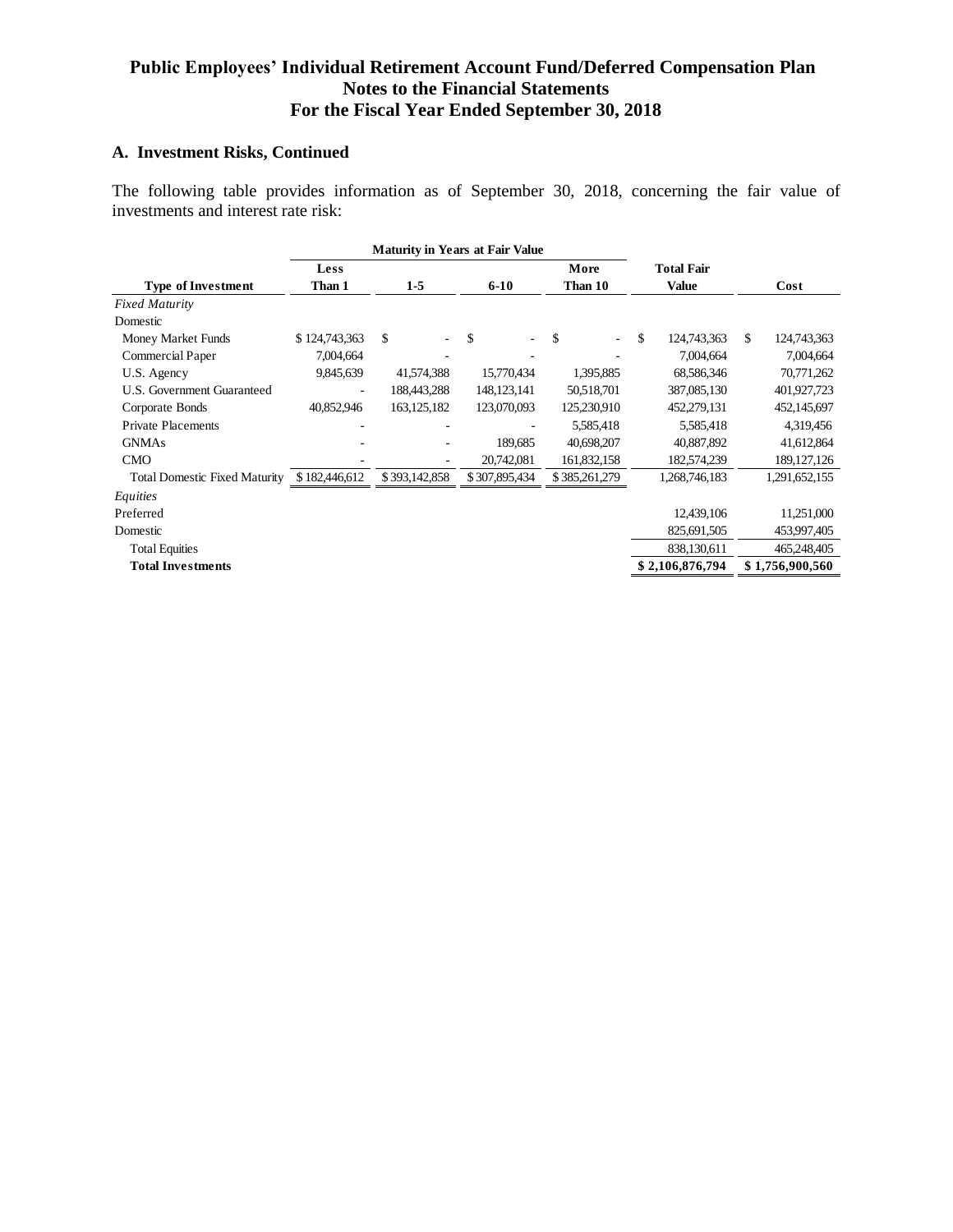# Public Employees' Individual Retirement Account Fund/Deferred Compensation Plan
## Notes to the Financial Statements
## For the Fiscal Year Ended September 30, 2018

### A. Investment Risks, Continued

The following table provides information as of September 30, 2018, concerning the fair value of investments and interest rate risk:

| | Maturity in Years at Fair Value | | | | | |
|---|---|---|---|---|---|---|
| **Type of Investment** | **Less Than 1** | **1-5** | **6-10** | **More Than 10** | **Total Fair Value** | **Cost** |
| *Fixed Maturity* | | | | | | |
| Domestic | | | | | | |
| Money Market Funds | $ 124,743,363 | $ - | $ - | $ - | $ 124,743,363 | $ 124,743,363 |
| Commercial Paper | 7,004,664 | - | - | - | 7,004,664 | 7,004,664 |
| U.S. Agency | 9,845,639 | 41,574,388 | 15,770,434 | 1,395,885 | 68,586,346 | 70,771,262 |
| U.S. Government Guaranteed | - | 188,443,288 | 148,123,141 | 50,518,701 | 387,085,130 | 401,927,723 |
| Corporate Bonds | 40,852,946 | 163,125,182 | 123,070,093 | 125,230,910 | 452,279,131 | 452,145,697 |
| Private Placements | - | - | - | 5,585,418 | 5,585,418 | 4,319,456 |
| GNMAs | - | - | 189,685 | 40,698,207 | 40,887,892 | 41,612,864 |
| CMO | - | - | 20,742,081 | 161,832,158 | 182,574,239 | 189,127,126 |
| Total Domestic Fixed Maturity | $ 182,446,612 | $ 393,142,858 | $ 307,895,434 | $ 385,261,279 | 1,268,746,183 | 1,291,652,155 |
| *Equities* | | | | | | |
| Preferred | | | | | 12,439,106 | 11,251,000 |
| Domestic | | | | | 825,691,505 | 453,997,405 |
| Total Equities | | | | | 838,130,611 | 465,248,405 |
| **Total Investments** | | | | | **$ 2,106,876,794** | **$ 1,756,900,560** |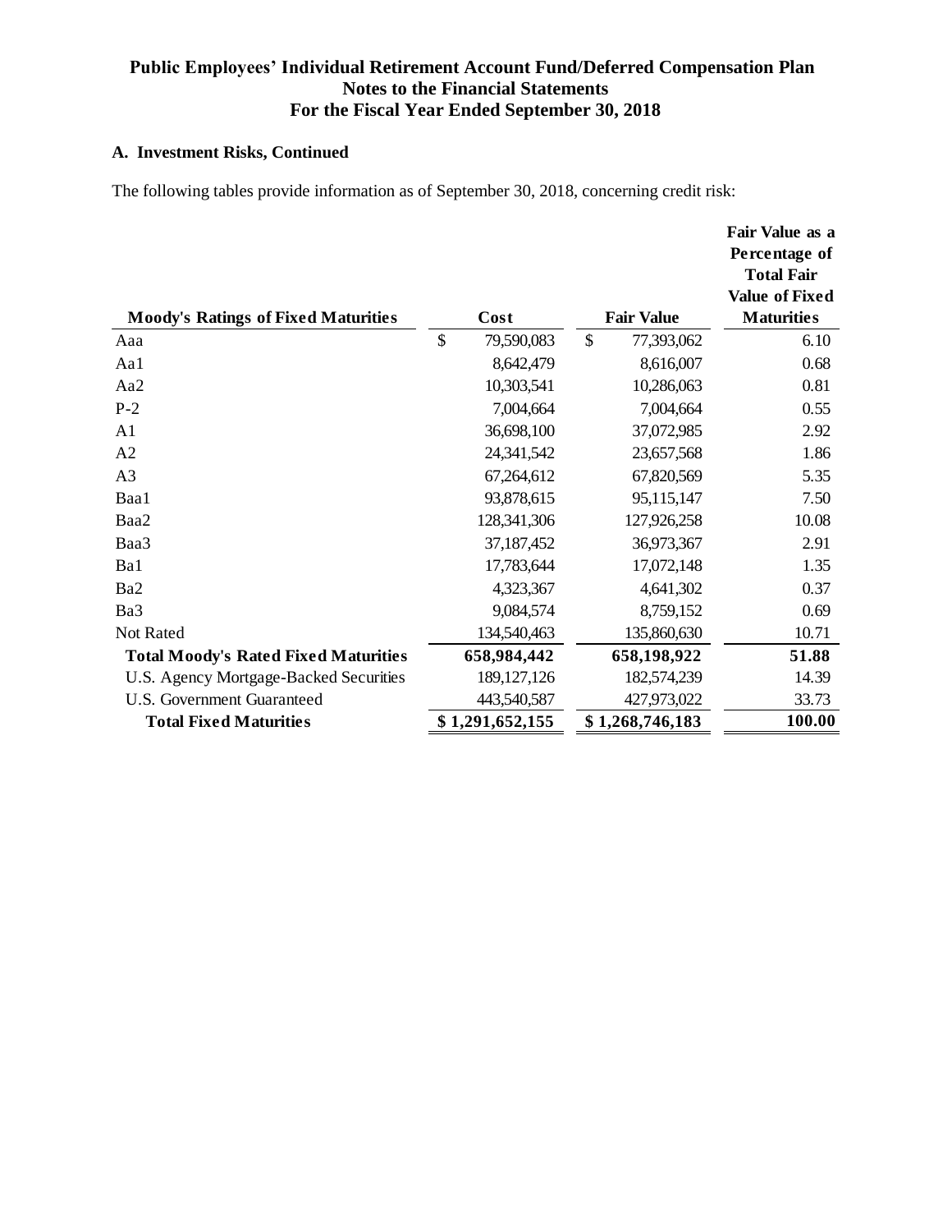**Public Employees' Individual Retirement Account Fund/Deferred Compensation Plan**
**Notes to the Financial Statements**
**For the Fiscal Year Ended September 30, 2018**

### A. Investment Risks, Continued

The following tables provide information as of September 30, 2018, concerning credit risk:

| Moody's Ratings of Fixed Maturities | Cost | Fair Value | Fair Value as a Percentage of Total Fair Value of Fixed Maturities |
|---|---|---|---|
| Aaa | $ 79,590,083 | $ 77,393,062 | 6.10 |
| Aa1 | 8,642,479 | 8,616,007 | 0.68 |
| Aa2 | 10,303,541 | 10,286,063 | 0.81 |
| P-2 | 7,004,664 | 7,004,664 | 0.55 |
| A1 | 36,698,100 | 37,072,985 | 2.92 |
| A2 | 24,341,542 | 23,657,568 | 1.86 |
| A3 | 67,264,612 | 67,820,569 | 5.35 |
| Baa1 | 93,878,615 | 95,115,147 | 7.50 |
| Baa2 | 128,341,306 | 127,926,258 | 10.08 |
| Baa3 | 37,187,452 | 36,973,367 | 2.91 |
| Ba1 | 17,783,644 | 17,072,148 | 1.35 |
| Ba2 | 4,323,367 | 4,641,302 | 0.37 |
| Ba3 | 9,084,574 | 8,759,152 | 0.69 |
| Not Rated | 134,540,463 | 135,860,630 | 10.71 |
| **Total Moody's Rated Fixed Maturities** | **658,984,442** | **658,198,922** | **51.88** |
| U.S. Agency Mortgage-Backed Securities | 189,127,126 | 182,574,239 | 14.39 |
| U.S. Government Guaranteed | 443,540,587 | 427,973,022 | 33.73 |
| **Total Fixed Maturities** | **$ 1,291,652,155** | **$ 1,268,746,183** | **100.00** |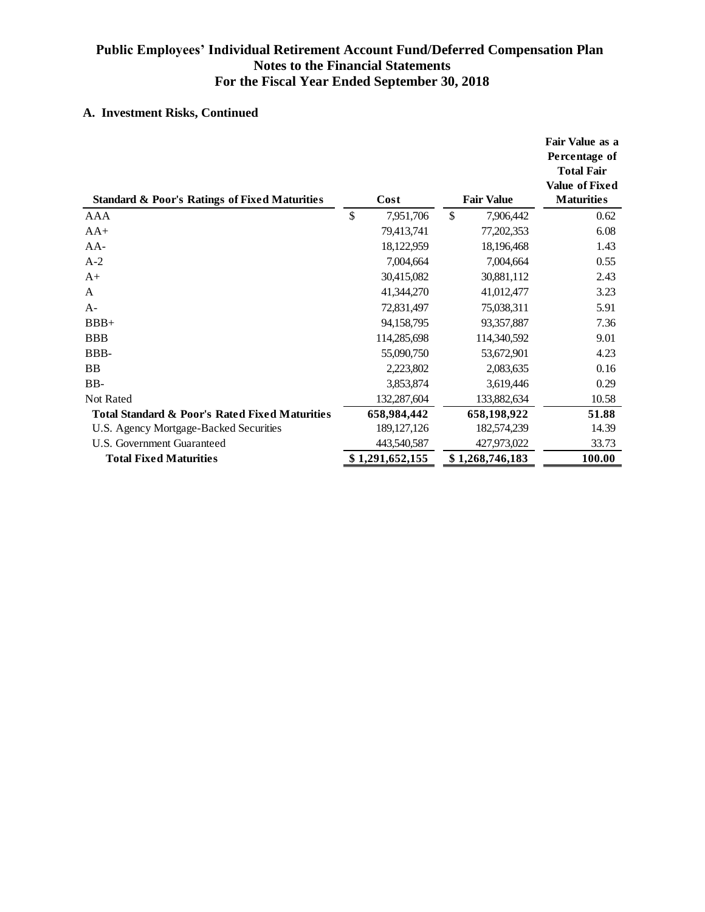# Public Employees' Individual Retirement Account Fund/Deferred Compensation Plan
## Notes to the Financial Statements
## For the Fiscal Year Ended September 30, 2018

### A. Investment Risks, Continued

| Standard & Poor's Ratings of Fixed Maturities | Cost | Fair Value | Fair Value as a Percentage of Total Fair Value of Fixed Maturities |
|---|---|---|---|
| AAA | $ 7,951,706 | $ 7,906,442 | 0.62 |
| AA+ | 79,413,741 | 77,202,353 | 6.08 |
| AA- | 18,122,959 | 18,196,468 | 1.43 |
| A-2 | 7,004,664 | 7,004,664 | 0.55 |
| A+ | 30,415,082 | 30,881,112 | 2.43 |
| A | 41,344,270 | 41,012,477 | 3.23 |
| A- | 72,831,497 | 75,038,311 | 5.91 |
| BBB+ | 94,158,795 | 93,357,887 | 7.36 |
| BBB | 114,285,698 | 114,340,592 | 9.01 |
| BBB- | 55,090,750 | 53,672,901 | 4.23 |
| BB | 2,223,802 | 2,083,635 | 0.16 |
| BB- | 3,853,874 | 3,619,446 | 0.29 |
| Not Rated | 132,287,604 | 133,882,634 | 10.58 |
| **Total Standard & Poor's Rated Fixed Maturities** | **658,984,442** | **658,198,922** | **51.88** |
| U.S. Agency Mortgage-Backed Securities | 189,127,126 | 182,574,239 | 14.39 |
| U.S. Government Guaranteed | 443,540,587 | 427,973,022 | 33.73 |
| **Total Fixed Maturities** | **$ 1,291,652,155** | **$ 1,268,746,183** | **100.00** |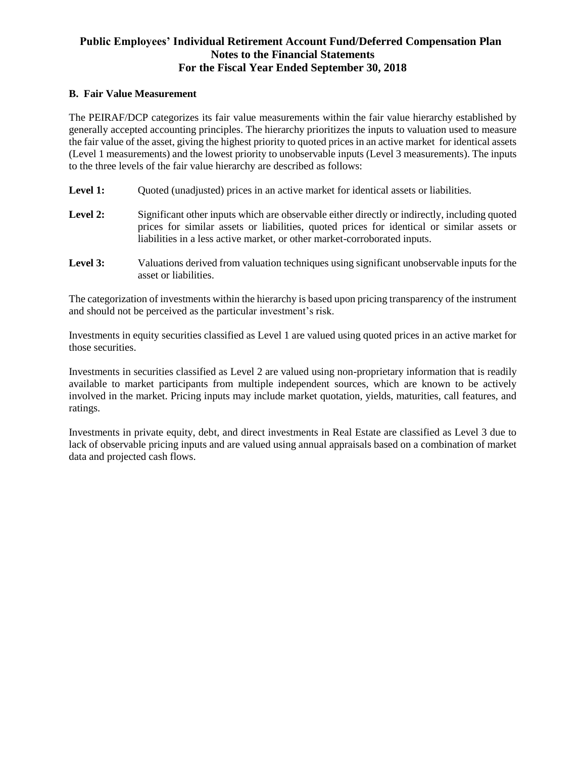## B. Fair Value Measurement

The PEIRAF/DCP categorizes its fair value measurements within the fair value hierarchy established by generally accepted accounting principles. The hierarchy prioritizes the inputs to valuation used to measure the fair value of the asset, giving the highest priority to quoted prices in an active market for identical assets (Level 1 measurements) and the lowest priority to unobservable inputs (Level 3 measurements). The inputs to the three levels of the fair value hierarchy are described as follows:

**Level 1:** Quoted (unadjusted) prices in an active market for identical assets or liabilities.

**Level 2:** Significant other inputs which are observable either directly or indirectly, including quoted prices for similar assets or liabilities, quoted prices for identical or similar assets or liabilities in a less active market, or other market-corroborated inputs.

**Level 3:** Valuations derived from valuation techniques using significant unobservable inputs for the asset or liabilities.

The categorization of investments within the hierarchy is based upon pricing transparency of the instrument and should not be perceived as the particular investment's risk.

Investments in equity securities classified as Level 1 are valued using quoted prices in an active market for those securities.

Investments in securities classified as Level 2 are valued using non-proprietary information that is readily available to market participants from multiple independent sources, which are known to be actively involved in the market. Pricing inputs may include market quotation, yields, maturities, call features, and ratings.

Investments in private equity, debt, and direct investments in Real Estate are classified as Level 3 due to lack of observable pricing inputs and are valued using annual appraisals based on a combination of market data and projected cash flows.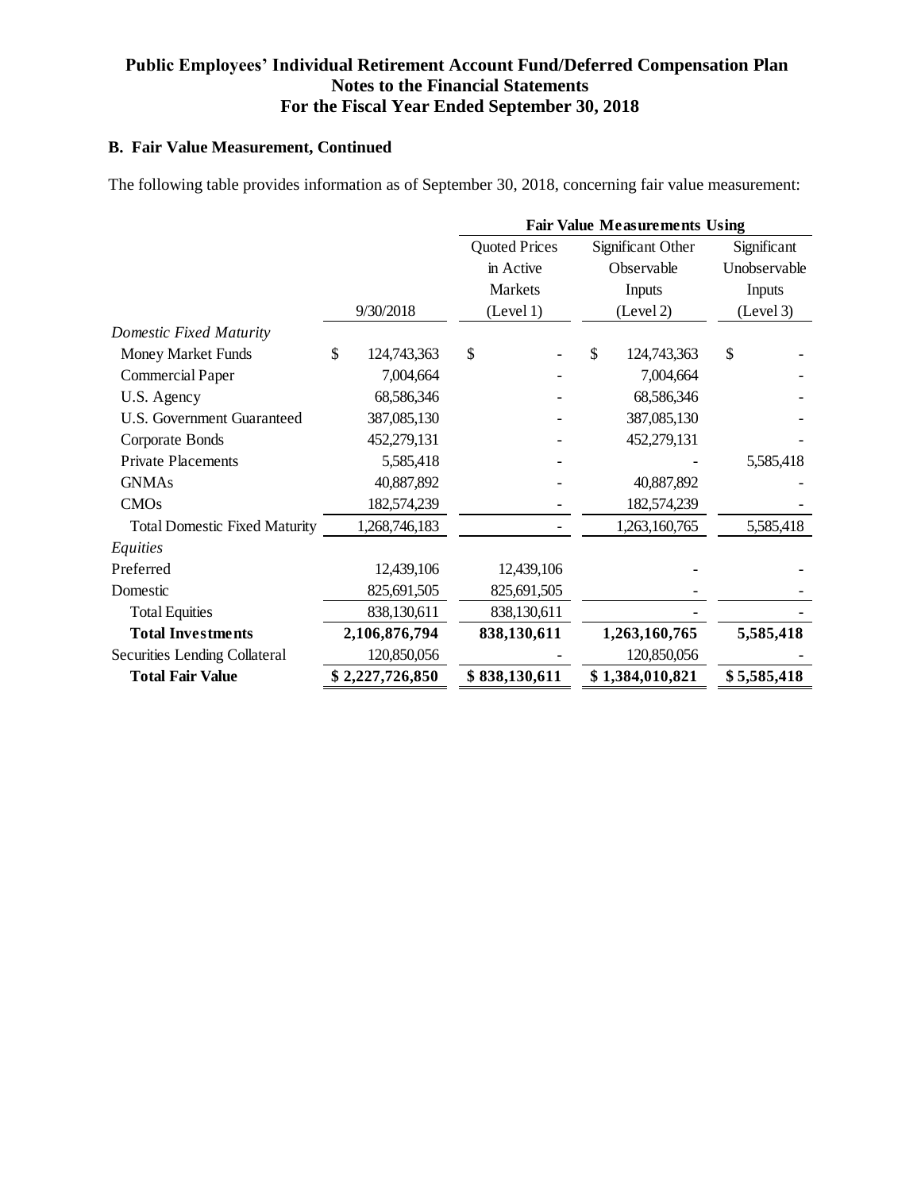**Public Employees' Individual Retirement Account Fund/Deferred Compensation Plan**
**Notes to the Financial Statements**
**For the Fiscal Year Ended September 30, 2018**

## B. Fair Value Measurement, Continued

The following table provides information as of September 30, 2018, concerning fair value measurement:

| | | Fair Value Measurements Using | | |
|---|---|---|---|---|
| | 9/30/2018 | Quoted Prices in Active Markets (Level 1) | Significant Other Observable Inputs (Level 2) | Significant Unobservable Inputs (Level 3) |
| *Domestic Fixed Maturity* | | | | |
| Money Market Funds | $ 124,743,363 | $ - | $ 124,743,363 | $ - |
| Commercial Paper | 7,004,664 | - | 7,004,664 | - |
| U.S. Agency | 68,586,346 | - | 68,586,346 | - |
| U.S. Government Guaranteed | 387,085,130 | - | 387,085,130 | - |
| Corporate Bonds | 452,279,131 | - | 452,279,131 | - |
| Private Placements | 5,585,418 | - | - | 5,585,418 |
| GNMAs | 40,887,892 | - | 40,887,892 | - |
| CMOs | 182,574,239 | - | 182,574,239 | - |
| Total Domestic Fixed Maturity | 1,268,746,183 | - | 1,263,160,765 | 5,585,418 |
| *Equities* | | | | |
| Preferred | 12,439,106 | 12,439,106 | - | - |
| Domestic | 825,691,505 | 825,691,505 | - | - |
| Total Equities | 838,130,611 | 838,130,611 | - | - |
| **Total Investments** | **2,106,876,794** | **838,130,611** | **1,263,160,765** | **5,585,418** |
| Securities Lending Collateral | 120,850,056 | - | 120,850,056 | - |
| **Total Fair Value** | **$ 2,227,726,850** | **$ 838,130,611** | **$ 1,384,010,821** | **$ 5,585,418** |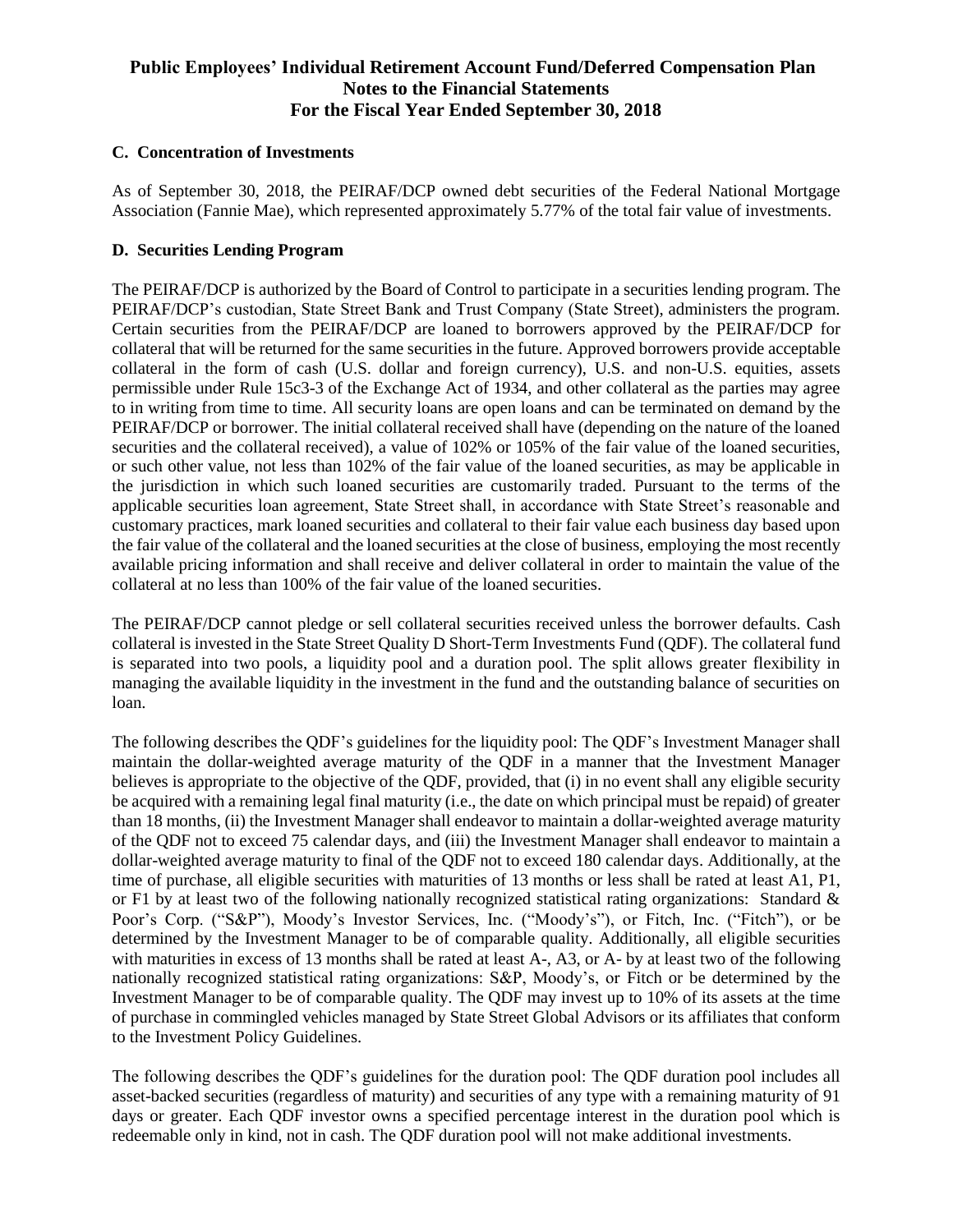## C. Concentration of Investments

As of September 30, 2018, the PEIRAF/DCP owned debt securities of the Federal National Mortgage Association (Fannie Mae), which represented approximately 5.77% of the total fair value of investments.

## D. Securities Lending Program

The PEIRAF/DCP is authorized by the Board of Control to participate in a securities lending program. The PEIRAF/DCP's custodian, State Street Bank and Trust Company (State Street), administers the program. Certain securities from the PEIRAF/DCP are loaned to borrowers approved by the PEIRAF/DCP for collateral that will be returned for the same securities in the future. Approved borrowers provide acceptable collateral in the form of cash (U.S. dollar and foreign currency), U.S. and non-U.S. equities, assets permissible under Rule 15c3-3 of the Exchange Act of 1934, and other collateral as the parties may agree to in writing from time to time. All security loans are open loans and can be terminated on demand by the PEIRAF/DCP or borrower. The initial collateral received shall have (depending on the nature of the loaned securities and the collateral received), a value of 102% or 105% of the fair value of the loaned securities, or such other value, not less than 102% of the fair value of the loaned securities, as may be applicable in the jurisdiction in which such loaned securities are customarily traded. Pursuant to the terms of the applicable securities loan agreement, State Street shall, in accordance with State Street's reasonable and customary practices, mark loaned securities and collateral to their fair value each business day based upon the fair value of the collateral and the loaned securities at the close of business, employing the most recently available pricing information and shall receive and deliver collateral in order to maintain the value of the collateral at no less than 100% of the fair value of the loaned securities.

The PEIRAF/DCP cannot pledge or sell collateral securities received unless the borrower defaults. Cash collateral is invested in the State Street Quality D Short-Term Investments Fund (QDF). The collateral fund is separated into two pools, a liquidity pool and a duration pool. The split allows greater flexibility in managing the available liquidity in the investment in the fund and the outstanding balance of securities on loan.

The following describes the QDF's guidelines for the liquidity pool: The QDF's Investment Manager shall maintain the dollar-weighted average maturity of the QDF in a manner that the Investment Manager believes is appropriate to the objective of the QDF, provided, that (i) in no event shall any eligible security be acquired with a remaining legal final maturity (i.e., the date on which principal must be repaid) of greater than 18 months, (ii) the Investment Manager shall endeavor to maintain a dollar-weighted average maturity of the QDF not to exceed 75 calendar days, and (iii) the Investment Manager shall endeavor to maintain a dollar-weighted average maturity to final of the QDF not to exceed 180 calendar days. Additionally, at the time of purchase, all eligible securities with maturities of 13 months or less shall be rated at least A1, P1, or F1 by at least two of the following nationally recognized statistical rating organizations: Standard & Poor's Corp. ("S&P"), Moody's Investor Services, Inc. ("Moody's"), or Fitch, Inc. ("Fitch"), or be determined by the Investment Manager to be of comparable quality. Additionally, all eligible securities with maturities in excess of 13 months shall be rated at least A-, A3, or A- by at least two of the following nationally recognized statistical rating organizations: S&P, Moody's, or Fitch or be determined by the Investment Manager to be of comparable quality. The QDF may invest up to 10% of its assets at the time of purchase in commingled vehicles managed by State Street Global Advisors or its affiliates that conform to the Investment Policy Guidelines.

The following describes the QDF's guidelines for the duration pool: The QDF duration pool includes all asset-backed securities (regardless of maturity) and securities of any type with a remaining maturity of 91 days or greater. Each QDF investor owns a specified percentage interest in the duration pool which is redeemable only in kind, not in cash. The QDF duration pool will not make additional investments.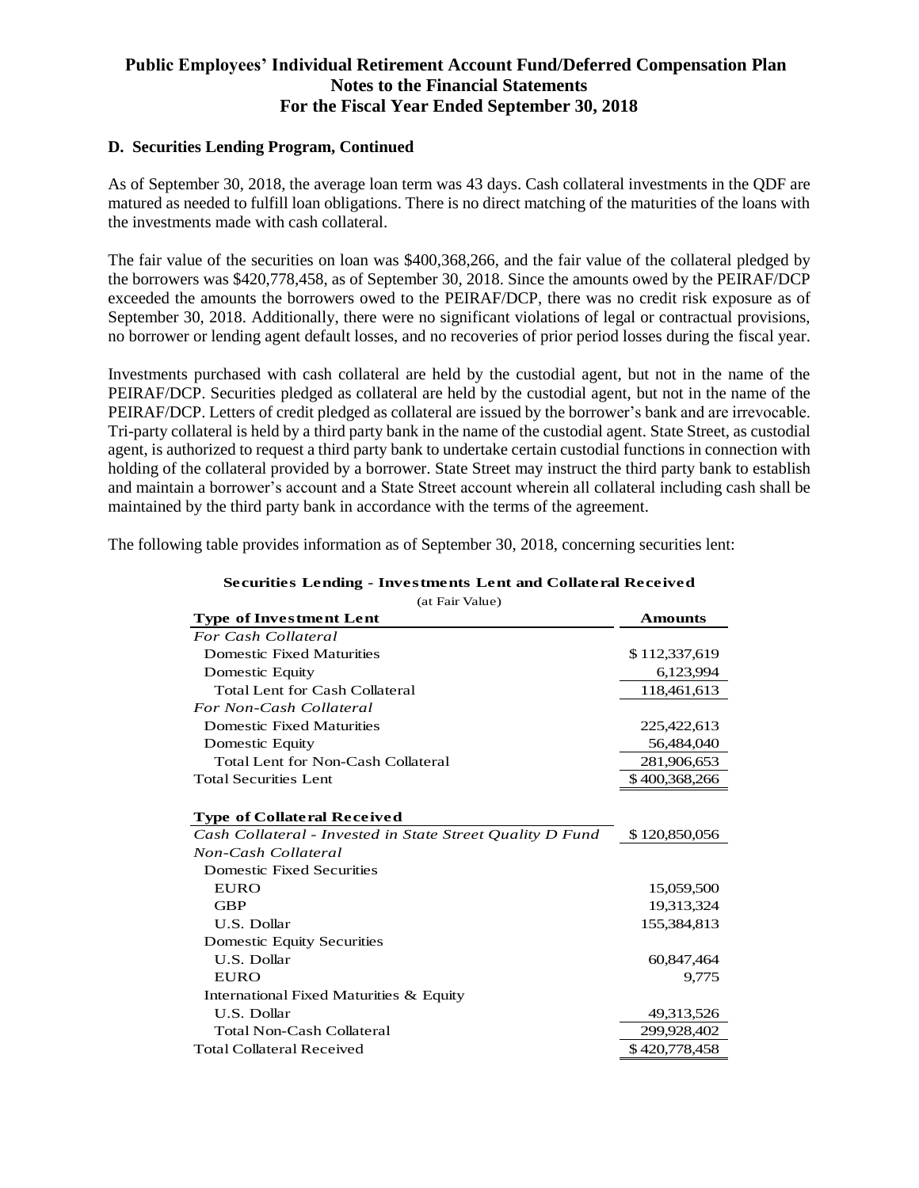# Public Employees' Individual Retirement Account Fund/Deferred Compensation Plan
## Notes to the Financial Statements
## For the Fiscal Year Ended September 30, 2018

### D. Securities Lending Program, Continued

As of September 30, 2018, the average loan term was 43 days. Cash collateral investments in the QDF are matured as needed to fulfill loan obligations. There is no direct matching of the maturities of the loans with the investments made with cash collateral.

The fair value of the securities on loan was $400,368,266, and the fair value of the collateral pledged by the borrowers was $420,778,458, as of September 30, 2018. Since the amounts owed by the PEIRAF/DCP exceeded the amounts the borrowers owed to the PEIRAF/DCP, there was no credit risk exposure as of September 30, 2018. Additionally, there were no significant violations of legal or contractual provisions, no borrower or lending agent default losses, and no recoveries of prior period losses during the fiscal year.

Investments purchased with cash collateral are held by the custodial agent, but not in the name of the PEIRAF/DCP. Securities pledged as collateral are held by the custodial agent, but not in the name of the PEIRAF/DCP. Letters of credit pledged as collateral are issued by the borrower's bank and are irrevocable. Tri-party collateral is held by a third party bank in the name of the custodial agent. State Street, as custodial agent, is authorized to request a third party bank to undertake certain custodial functions in connection with holding of the collateral provided by a borrower. State Street may instruct the third party bank to establish and maintain a borrower's account and a State Street account wherein all collateral including cash shall be maintained by the third party bank in accordance with the terms of the agreement.

The following table provides information as of September 30, 2018, concerning securities lent:

**Securities Lending - Investments Lent and Collateral Received**
(at Fair Value)

| Type of Investment Lent | Amounts |
|---|---|
| *For Cash Collateral* | |
| Domestic Fixed Maturities | $ 112,337,619 |
| Domestic Equity | 6,123,994 |
| Total Lent for Cash Collateral | 118,461,613 |
| *For Non-Cash Collateral* | |
| Domestic Fixed Maturities | 225,422,613 |
| Domestic Equity | 56,484,040 |
| Total Lent for Non-Cash Collateral | 281,906,653 |
| Total Securities Lent | $ 400,368,266 |
| | |
| **Type of Collateral Received** | |
| *Cash Collateral - Invested in State Street Quality D Fund* | $ 120,850,056 |
| *Non-Cash Collateral* | |
| Domestic Fixed Securities | |
| EURO | 15,059,500 |
| GBP | 19,313,324 |
| U.S. Dollar | 155,384,813 |
| Domestic Equity Securities | |
| U.S. Dollar | 60,847,464 |
| EURO | 9,775 |
| International Fixed Maturities & Equity | |
| U.S. Dollar | 49,313,526 |
| Total Non-Cash Collateral | 299,928,402 |
| Total Collateral Received | $ 420,778,458 |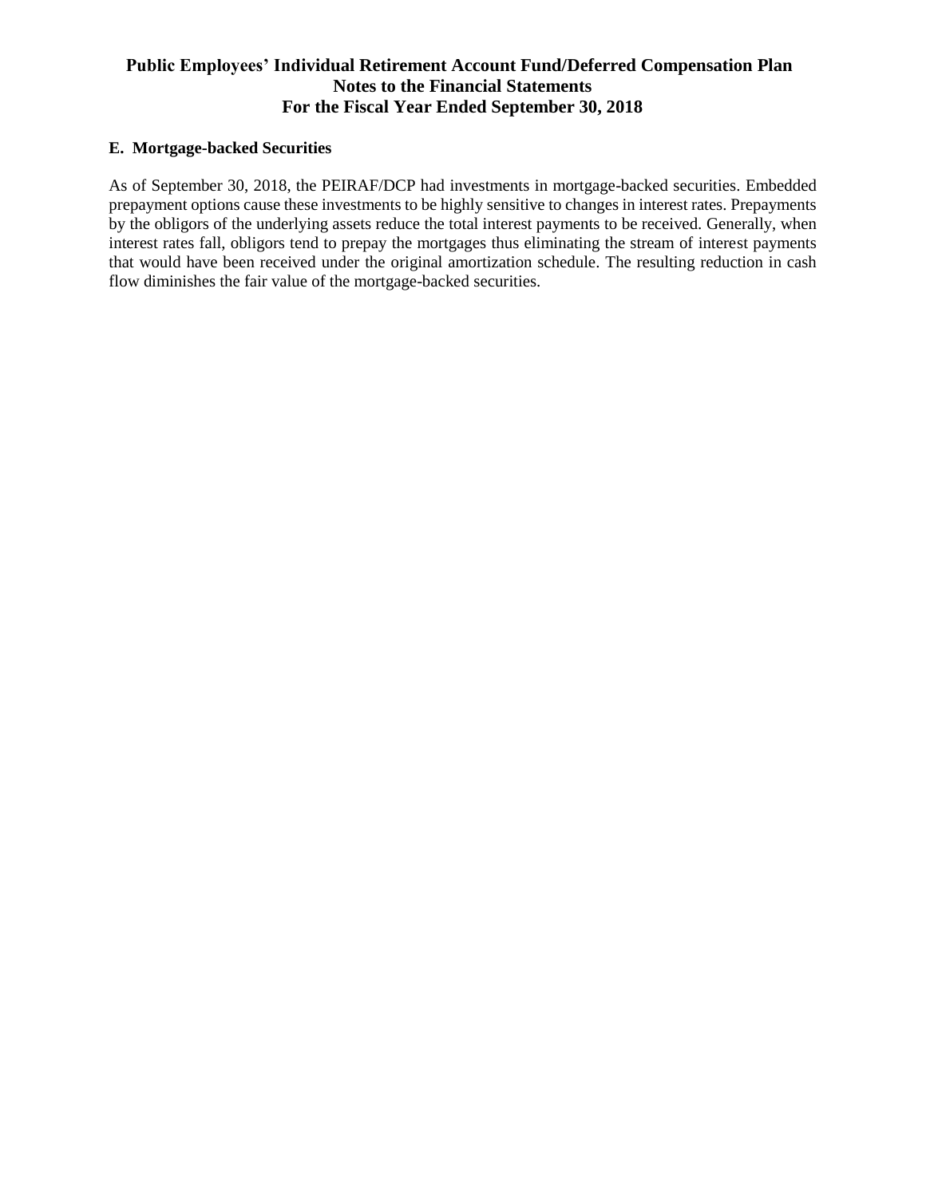## E. Mortgage-backed Securities

As of September 30, 2018, the PEIRAF/DCP had investments in mortgage-backed securities. Embedded prepayment options cause these investments to be highly sensitive to changes in interest rates. Prepayments by the obligors of the underlying assets reduce the total interest payments to be received. Generally, when interest rates fall, obligors tend to prepay the mortgages thus eliminating the stream of interest payments that would have been received under the original amortization schedule. The resulting reduction in cash flow diminishes the fair value of the mortgage-backed securities.